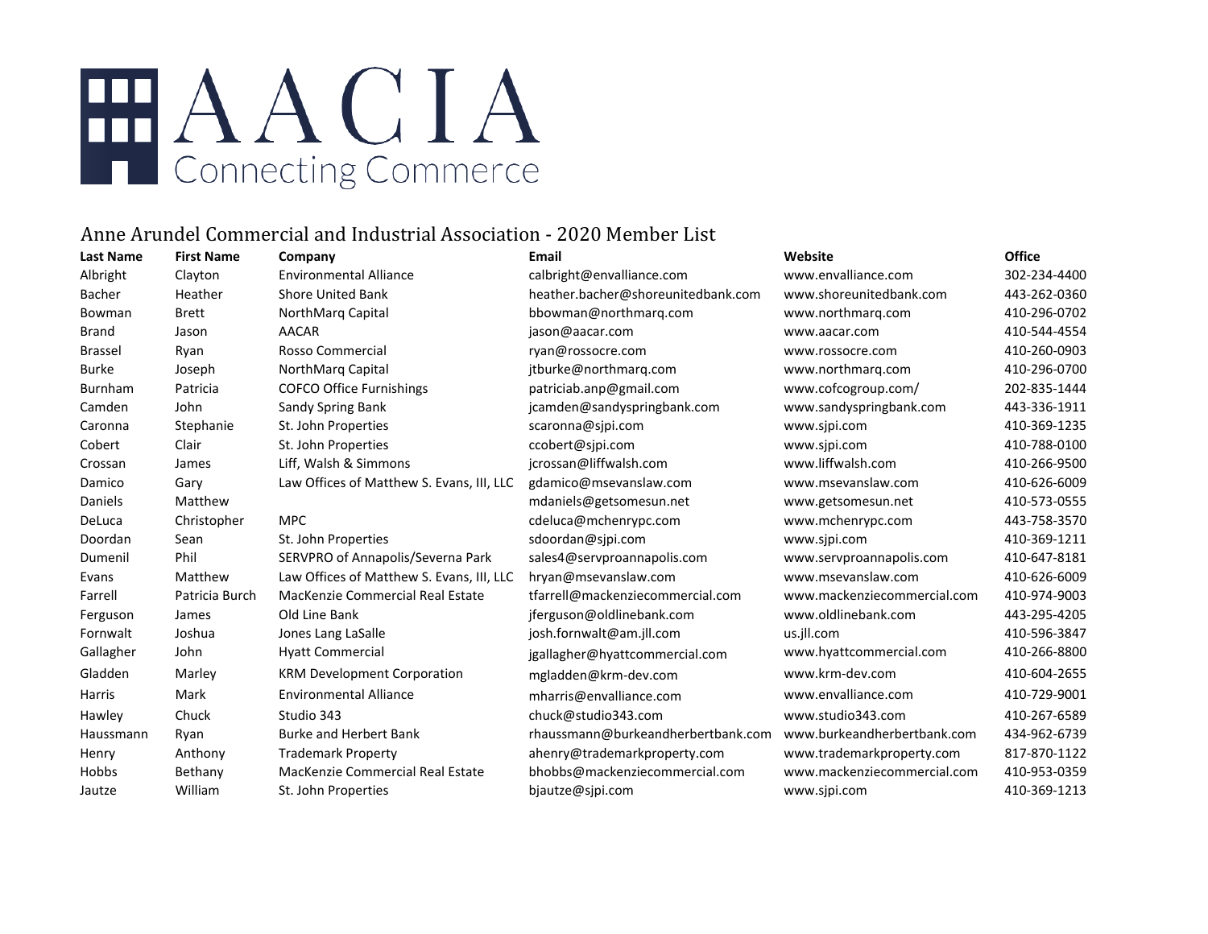# AACIA

Connecting Commerce

## Anne Arundel Commercial and Industrial Association - 2020 Member List

| Last Name | First Name | Company | Email | Website | Office |
|---|---|---|---|---|---|
| Albright | Clayton | Environmental Alliance | calbright@envalliance.com | www.envalliance.com | 302-234-4400 |
| Bacher | Heather | Shore United Bank | heather.bacher@shoreunitedbank.com | www.shoreunitedbank.com | 443-262-0360 |
| Bowman | Brett | NorthMarq Capital | bbowman@northmarq.com | www.northmarq.com | 410-296-0702 |
| Brand | Jason | AACAR | jason@aacar.com | www.aacar.com | 410-544-4554 |
| Brassel | Ryan | Rosso Commercial | ryan@rossocre.com | www.rossocre.com | 410-260-0903 |
| Burke | Joseph | NorthMarq Capital | jtburke@northmarq.com | www.northmarq.com | 410-296-0700 |
| Burnham | Patricia | COFCO Office Furnishings | patriciab.anp@gmail.com | www.cofcogroup.com/ | 202-835-1444 |
| Camden | John | Sandy Spring Bank | jcamden@sandyspringbank.com | www.sandyspringbank.com | 443-336-1911 |
| Caronna | Stephanie | St. John Properties | scaronna@sjpi.com | www.sjpi.com | 410-369-1235 |
| Cobert | Clair | St. John Properties | ccobert@sjpi.com | www.sjpi.com | 410-788-0100 |
| Crossan | James | Liff, Walsh & Simmons | jcrossan@liffwalsh.com | www.liffwalsh.com | 410-266-9500 |
| Damico | Gary | Law Offices of Matthew S. Evans, III, LLC | gdamico@msevanslaw.com | www.msevanslaw.com | 410-626-6009 |
| Daniels | Matthew | | mdaniels@getsomesun.net | www.getsomesun.net | 410-573-0555 |
| DeLuca | Christopher | MPC | cdeluca@mchenrypc.com | www.mchenrypc.com | 443-758-3570 |
| Doordan | Sean | St. John Properties | sdoordan@sjpi.com | www.sjpi.com | 410-369-1211 |
| Dumenil | Phil | SERVPRO of Annapolis/Severna Park | sales4@servproannapolis.com | www.servproannapolis.com | 410-647-8181 |
| Evans | Matthew | Law Offices of Matthew S. Evans, III, LLC | hryan@msevanslaw.com | www.msevanslaw.com | 410-626-6009 |
| Farrell | Patricia Burch | MacKenzie Commercial Real Estate | tfarrell@mackenziecommercial.com | www.mackenziecommercial.com | 410-974-9003 |
| Ferguson | James | Old Line Bank | jferguson@oldlinebank.com | www.oldlinebank.com | 443-295-4205 |
| Fornwalt | Joshua | Jones Lang LaSalle | josh.fornwalt@am.jll.com | us.jll.com | 410-596-3847 |
| Gallagher | John | Hyatt Commercial | jgallagher@hyattcommercial.com | www.hyattcommercial.com | 410-266-8800 |
| Gladden | Marley | KRM Development Corporation | mgladden@krm-dev.com | www.krm-dev.com | 410-604-2655 |
| Harris | Mark | Environmental Alliance | mharris@envalliance.com | www.envalliance.com | 410-729-9001 |
| Hawley | Chuck | Studio 343 | chuck@studio343.com | www.studio343.com | 410-267-6589 |
| Haussmann | Ryan | Burke and Herbert Bank | rhaussmann@burkeandherbertbank.com | www.burkeandherbertbank.com | 434-962-6739 |
| Henry | Anthony | Trademark Property | ahenry@trademarkproperty.com | www.trademarkproperty.com | 817-870-1122 |
| Hobbs | Bethany | MacKenzie Commercial Real Estate | bhobbs@mackenziecommercial.com | www.mackenziecommercial.com | 410-953-0359 |
| Jautze | William | St. John Properties | bjautze@sjpi.com | www.sjpi.com | 410-369-1213 |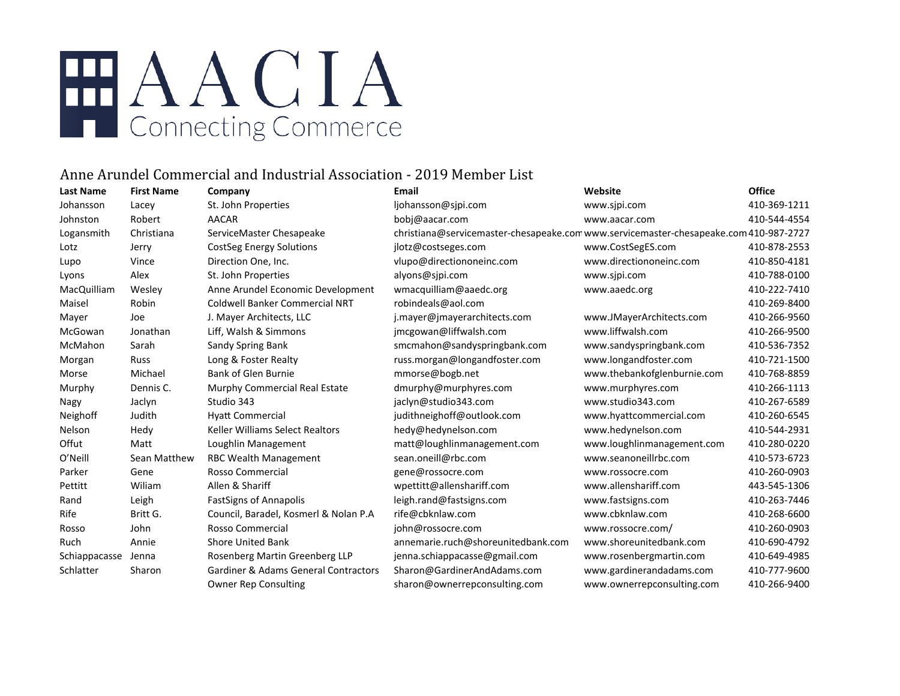# AACIA

Connecting Commerce

## Anne Arundel Commercial and Industrial Association - 2019 Member List

| Last Name | First Name | Company | Email | Website | Office |
|---|---|---|---|---|---|
| Johansson | Lacey | St. John Properties | ljohansson@sjpi.com | www.sjpi.com | 410-369-1211 |
| Johnston | Robert | AACAR | bobj@aacar.com | www.aacar.com | 410-544-4554 |
| Logansmith | Christiana | ServiceMaster Chesapeake | christiana@servicemaster-chesapeake.com | www.servicemaster-chesapeake.com | 410-987-2727 |
| Lotz | Jerry | CostSeg Energy Solutions | jlotz@costseges.com | www.CostSegES.com | 410-878-2553 |
| Lupo | Vince | Direction One, Inc. | vlupo@directiononeinc.com | www.directiononeinc.com | 410-850-4181 |
| Lyons | Alex | St. John Properties | alyons@sjpi.com | www.sjpi.com | 410-788-0100 |
| MacQuilliam | Wesley | Anne Arundel Economic Development | wmacquilliam@aaedc.org | www.aaedc.org | 410-222-7410 |
| Maisel | Robin | Coldwell Banker Commercial NRT | robindeals@aol.com | | 410-269-8400 |
| Mayer | Joe | J. Mayer Architects, LLC | j.mayer@jmayerarchitects.com | www.JMayerArchitects.com | 410-266-9560 |
| McGowan | Jonathan | Liff, Walsh & Simmons | jmcgowan@liffwalsh.com | www.liffwalsh.com | 410-266-9500 |
| McMahon | Sarah | Sandy Spring Bank | smcmahon@sandyspringbank.com | www.sandyspringbank.com | 410-536-7352 |
| Morgan | Russ | Long & Foster Realty | russ.morgan@longandfoster.com | www.longandfoster.com | 410-721-1500 |
| Morse | Michael | Bank of Glen Burnie | mmorse@bogb.net | www.thebankofglenburnie.com | 410-768-8859 |
| Murphy | Dennis C. | Murphy Commercial Real Estate | dmurphy@murphyres.com | www.murphyres.com | 410-266-1113 |
| Nagy | Jaclyn | Studio 343 | jaclyn@studio343.com | www.studio343.com | 410-267-6589 |
| Neighoff | Judith | Hyatt Commercial | judithneighoff@outlook.com | www.hyattcommercial.com | 410-260-6545 |
| Nelson | Hedy | Keller Williams Select Realtors | hedy@hedynelson.com | www.hedynelson.com | 410-544-2931 |
| Offut | Matt | Loughlin Management | matt@loughlinmanagement.com | www.loughlinmanagement.com | 410-280-0220 |
| O'Neill | Sean Matthew | RBC Wealth Management | sean.oneill@rbc.com | www.seanoneillrbc.com | 410-573-6723 |
| Parker | Gene | Rosso Commercial | gene@rossocre.com | www.rossocre.com | 410-260-0903 |
| Pettitt | Wiliam | Allen & Shariff | wpettitt@allenshariff.com | www.allenshariff.com | 443-545-1306 |
| Rand | Leigh | FastSigns of Annapolis | leigh.rand@fastsigns.com | www.fastsigns.com | 410-263-7446 |
| Rife | Britt G. | Council, Baradel, Kosmerl & Nolan P.A | rife@cbknlaw.com | www.cbknlaw.com | 410-268-6600 |
| Rosso | John | Rosso Commercial | john@rossocre.com | www.rossocre.com/ | 410-260-0903 |
| Ruch | Annie | Shore United Bank | annemarie.ruch@shoreunitedbank.com | www.shoreunitedbank.com | 410-690-4792 |
| Schiappacasse | Jenna | Rosenberg Martin Greenberg LLP | jenna.schiappacasse@gmail.com | www.rosenbergmartin.com | 410-649-4985 |
| Schlatter | Sharon | Gardiner & Adams General Contractors | Sharon@GardinerAndAdams.com | www.gardinerandadams.com | 410-777-9600 |
| | | Owner Rep Consulting | sharon@ownerrepconsulting.com | www.ownerrepconsulting.com | 410-266-9400 |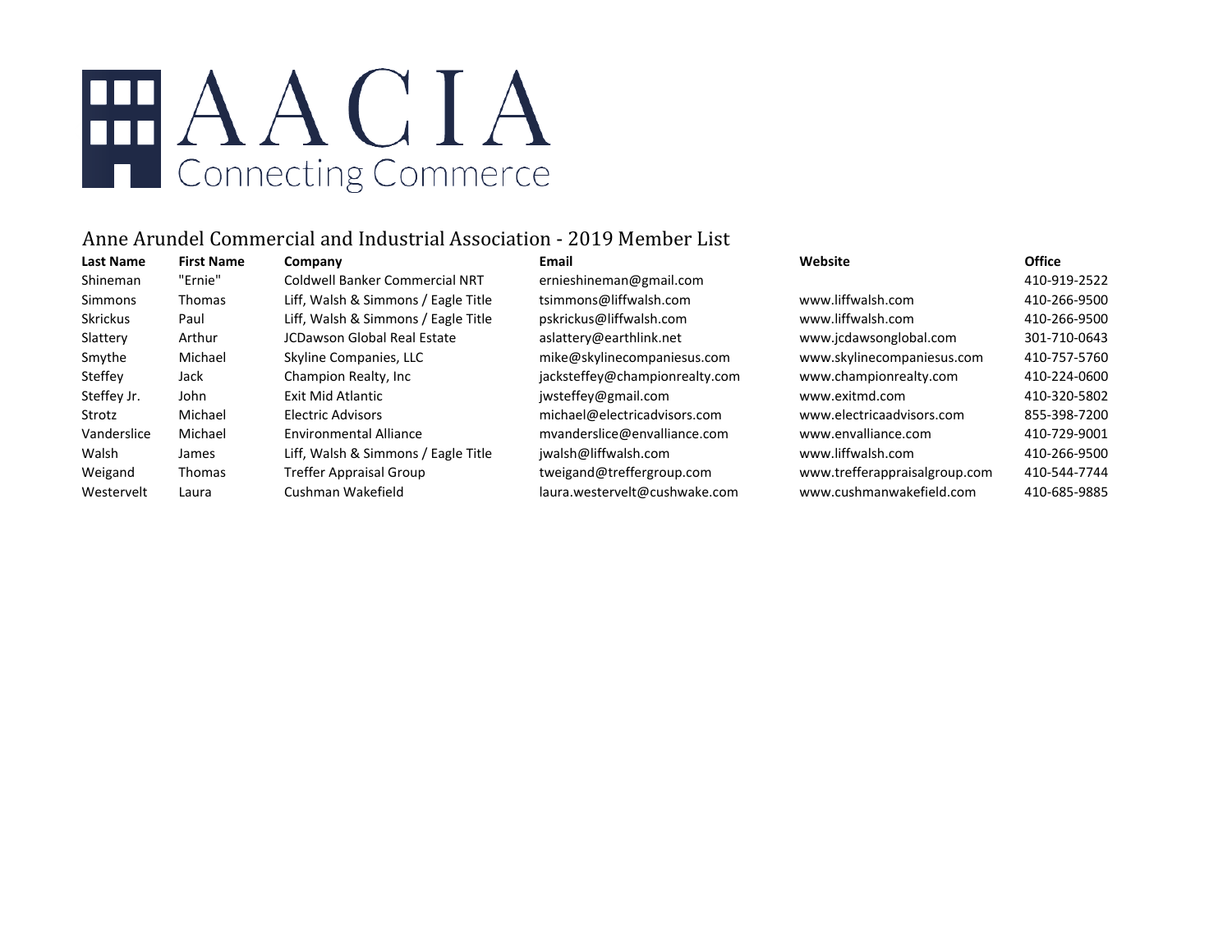# AACIA

Connecting Commerce

## Anne Arundel Commercial and Industrial Association - 2019 Member List

| Last Name | First Name | Company | Email | Website | Office |
|---|---|---|---|---|---|
| Shineman | "Ernie" | Coldwell Banker Commercial NRT | ernieshineman@gmail.com | | 410-919-2522 |
| Simmons | Thomas | Liff, Walsh & Simmons / Eagle Title | tsimmons@liffwalsh.com | www.liffwalsh.com | 410-266-9500 |
| Skrickus | Paul | Liff, Walsh & Simmons / Eagle Title | pskrickus@liffwalsh.com | www.liffwalsh.com | 410-266-9500 |
| Slattery | Arthur | JCDawson Global Real Estate | aslattery@earthlink.net | www.jcdawsonglobal.com | 301-710-0643 |
| Smythe | Michael | Skyline Companies, LLC | mike@skylinecompaniesus.com | www.skylinecompaniesus.com | 410-757-5760 |
| Steffey | Jack | Champion Realty, Inc | jacksteffey@championrealty.com | www.championrealty.com | 410-224-0600 |
| Steffey Jr. | John | Exit Mid Atlantic | jwsteffey@gmail.com | www.exitmd.com | 410-320-5802 |
| Strotz | Michael | Electric Advisors | michael@electricadvisors.com | www.electricaadvisors.com | 855-398-7200 |
| Vanderslice | Michael | Environmental Alliance | mvanderslice@envalliance.com | www.envalliance.com | 410-729-9001 |
| Walsh | James | Liff, Walsh & Simmons / Eagle Title | jwalsh@liffwalsh.com | www.liffwalsh.com | 410-266-9500 |
| Weigand | Thomas | Treffer Appraisal Group | tweigand@treffergroup.com | www.trefferappraisalgroup.com | 410-544-7744 |
| Westervelt | Laura | Cushman Wakefield | laura.westervelt@cushwake.com | www.cushmanwakefield.com | 410-685-9885 |